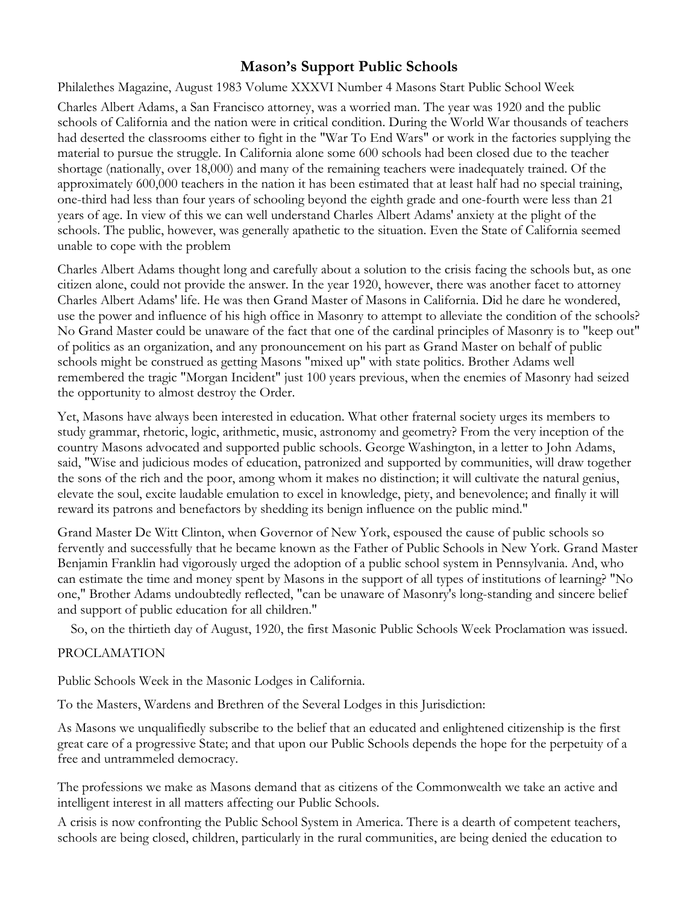# Mason's Support Public Schools

Philalethes Magazine, August 1983 Volume XXXVI Number 4 Masons Start Public School Week

Charles Albert Adams, a San Francisco attorney, was a worried man. The year was 1920 and the public schools of California and the nation were in critical condition. During the World War thousands of teachers had deserted the classrooms either to fight in the "War To End Wars" or work in the factories supplying the material to pursue the struggle. In California alone some 600 schools had been closed due to the teacher shortage (nationally, over 18,000) and many of the remaining teachers were inadequately trained. Of the approximately 600,000 teachers in the nation it has been estimated that at least half had no special training, one-third had less than four years of schooling beyond the eighth grade and one-fourth were less than 21 years of age. In view of this we can well understand Charles Albert Adams' anxiety at the plight of the schools. The public, however, was generally apathetic to the situation. Even the State of California seemed unable to cope with the problem

Charles Albert Adams thought long and carefully about a solution to the crisis facing the schools but, as one citizen alone, could not provide the answer. In the year 1920, however, there was another facet to attorney Charles Albert Adams' life. He was then Grand Master of Masons in California. Did he dare he wondered, use the power and influence of his high office in Masonry to attempt to alleviate the condition of the schools? No Grand Master could be unaware of the fact that one of the cardinal principles of Masonry is to "keep out" of politics as an organization, and any pronouncement on his part as Grand Master on behalf of public schools might be construed as getting Masons "mixed up" with state politics. Brother Adams well remembered the tragic "Morgan Incident" just 100 years previous, when the enemies of Masonry had seized the opportunity to almost destroy the Order.

Yet, Masons have always been interested in education. What other fraternal society urges its members to study grammar, rhetoric, logic, arithmetic, music, astronomy and geometry? From the very inception of the country Masons advocated and supported public schools. George Washington, in a letter to John Adams, said, "Wise and judicious modes of education, patronized and supported by communities, will draw together the sons of the rich and the poor, among whom it makes no distinction; it will cultivate the natural genius, elevate the soul, excite laudable emulation to excel in knowledge, piety, and benevolence; and finally it will reward its patrons and benefactors by shedding its benign influence on the public mind."

Grand Master De Witt Clinton, when Governor of New York, espoused the cause of public schools so fervently and successfully that he became known as the Father of Public Schools in New York. Grand Master Benjamin Franklin had vigorously urged the adoption of a public school system in Pennsylvania. And, who can estimate the time and money spent by Masons in the support of all types of institutions of learning? "No one," Brother Adams undoubtedly reflected, "can be unaware of Masonry's long-standing and sincere belief and support of public education for all children."

So, on the thirtieth day of August, 1920, the first Masonic Public Schools Week Proclamation was issued.

PROCLAMATION

Public Schools Week in the Masonic Lodges in California.

To the Masters, Wardens and Brethren of the Several Lodges in this Jurisdiction:

As Masons we unqualifiedly subscribe to the belief that an educated and enlightened citizenship is the first great care of a progressive State; and that upon our Public Schools depends the hope for the perpetuity of a free and untrammeled democracy.

The professions we make as Masons demand that as citizens of the Commonwealth we take an active and intelligent interest in all matters affecting our Public Schools.

A crisis is now confronting the Public School System in America. There is a dearth of competent teachers, schools are being closed, children, particularly in the rural communities, are being denied the education to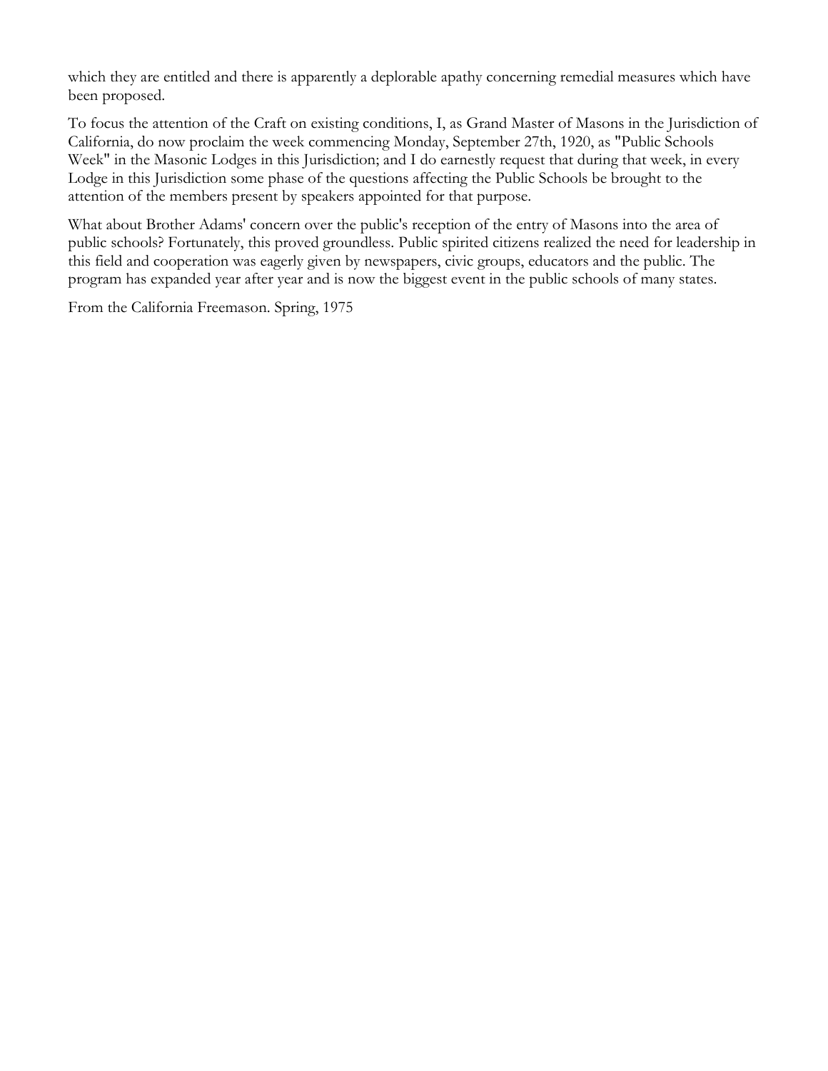which they are entitled and there is apparently a deplorable apathy concerning remedial measures which have been proposed.

To focus the attention of the Craft on existing conditions, I, as Grand Master of Masons in the Jurisdiction of California, do now proclaim the week commencing Monday, September 27th, 1920, as "Public Schools Week" in the Masonic Lodges in this Jurisdiction; and I do earnestly request that during that week, in every Lodge in this Jurisdiction some phase of the questions affecting the Public Schools be brought to the attention of the members present by speakers appointed for that purpose.

What about Brother Adams' concern over the public's reception of the entry of Masons into the area of public schools? Fortunately, this proved groundless. Public spirited citizens realized the need for leadership in this field and cooperation was eagerly given by newspapers, civic groups, educators and the public. The program has expanded year after year and is now the biggest event in the public schools of many states.

From the California Freemason. Spring, 1975